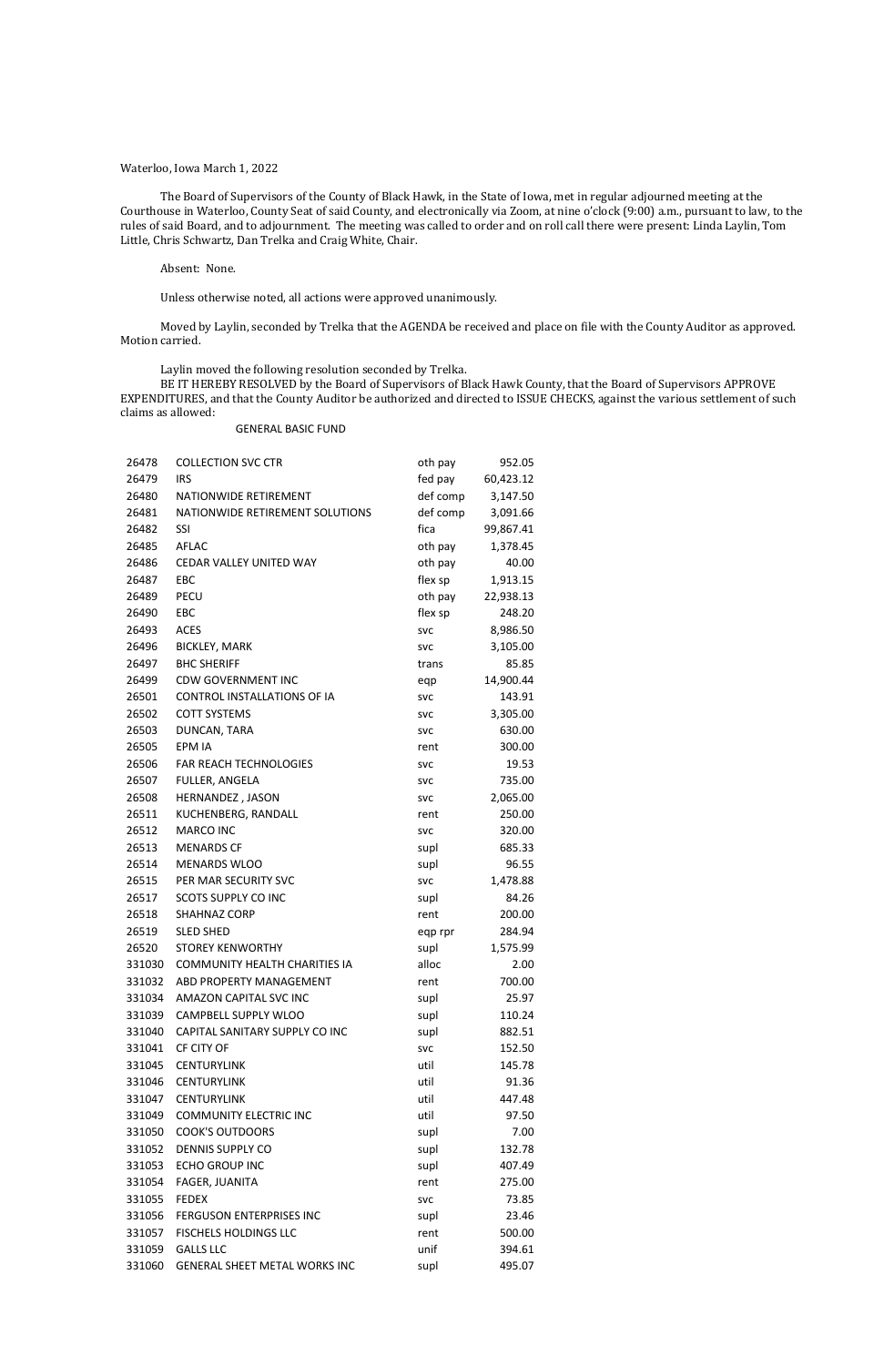Waterloo, Iowa March 1, 2022

The Board of Supervisors of the County of Black Hawk, in the State of Iowa, met in regular adjourned meeting at the Courthouse in Waterloo, County Seat of said County, and electronically via Zoom, at nine o'clock (9:00) a.m., pursuant to law, to the rules of said Board, and to adjournment. The meeting was called to order and on roll call there were present: Linda Laylin, Tom Little, Chris Schwartz, Dan Trelka and Craig White, Chair.

Absent: None.

Unless otherwise noted, all actions were approved unanimously.

Moved by Laylin, seconded by Trelka that the AGENDA be received and place on file with the County Auditor as approved. Motion carried.

Laylin moved the following resolution seconded by Trelka.

BE IT HEREBY RESOLVED by the Board of Supervisors of Black Hawk County, that the Board of Supervisors APPROVE EXPENDITURES, and that the County Auditor be authorized and directed to ISSUE CHECKS, against the various settlement of such claims as allowed:

GENERAL BASIC FUND

| | | | |
|---|---|---|---|
| 26478 | COLLECTION SVC CTR | oth pay | 952.05 |
| 26479 | IRS | fed pay | 60,423.12 |
| 26480 | NATIONWIDE RETIREMENT | def comp | 3,147.50 |
| 26481 | NATIONWIDE RETIREMENT SOLUTIONS | def comp | 3,091.66 |
| 26482 | SSI | fica | 99,867.41 |
| 26485 | AFLAC | oth pay | 1,378.45 |
| 26486 | CEDAR VALLEY UNITED WAY | oth pay | 40.00 |
| 26487 | EBC | flex sp | 1,913.15 |
| 26489 | PECU | oth pay | 22,938.13 |
| 26490 | EBC | flex sp | 248.20 |
| 26493 | ACES | svc | 8,986.50 |
| 26496 | BICKLEY, MARK | svc | 3,105.00 |
| 26497 | BHC SHERIFF | trans | 85.85 |
| 26499 | CDW GOVERNMENT INC | eqp | 14,900.44 |
| 26501 | CONTROL INSTALLATIONS OF IA | svc | 143.91 |
| 26502 | COTT SYSTEMS | svc | 3,305.00 |
| 26503 | DUNCAN, TARA | svc | 630.00 |
| 26505 | EPM IA | rent | 300.00 |
| 26506 | FAR REACH TECHNOLOGIES | svc | 19.53 |
| 26507 | FULLER, ANGELA | svc | 735.00 |
| 26508 | HERNANDEZ , JASON | svc | 2,065.00 |
| 26511 | KUCHENBERG, RANDALL | rent | 250.00 |
| 26512 | MARCO INC | svc | 320.00 |
| 26513 | MENARDS CF | supl | 685.33 |
| 26514 | MENARDS WLOO | supl | 96.55 |
| 26515 | PER MAR SECURITY SVC | svc | 1,478.88 |
| 26517 | SCOTS SUPPLY CO INC | supl | 84.26 |
| 26518 | SHAHNAZ CORP | rent | 200.00 |
| 26519 | SLED SHED | eqp rpr | 284.94 |
| 26520 | STOREY KENWORTHY | supl | 1,575.99 |
| 331030 | COMMUNITY HEALTH CHARITIES IA | alloc | 2.00 |
| 331032 | ABD PROPERTY MANAGEMENT | rent | 700.00 |
| 331034 | AMAZON CAPITAL SVC INC | supl | 25.97 |
| 331039 | CAMPBELL SUPPLY WLOO | supl | 110.24 |
| 331040 | CAPITAL SANITARY SUPPLY CO INC | supl | 882.51 |
| 331041 | CF CITY OF | svc | 152.50 |
| 331045 | CENTURYLINK | util | 145.78 |
| 331046 | CENTURYLINK | util | 91.36 |
| 331047 | CENTURYLINK | util | 447.48 |
| 331049 | COMMUNITY ELECTRIC INC | util | 97.50 |
| 331050 | COOK'S OUTDOORS | supl | 7.00 |
| 331052 | DENNIS SUPPLY CO | supl | 132.78 |
| 331053 | ECHO GROUP INC | supl | 407.49 |
| 331054 | FAGER, JUANITA | rent | 275.00 |
| 331055 | FEDEX | svc | 73.85 |
| 331056 | FERGUSON ENTERPRISES INC | supl | 23.46 |
| 331057 | FISCHELS HOLDINGS LLC | rent | 500.00 |
| 331059 | GALLS LLC | unif | 394.61 |
| 331060 | GENERAL SHEET METAL WORKS INC | supl | 495.07 |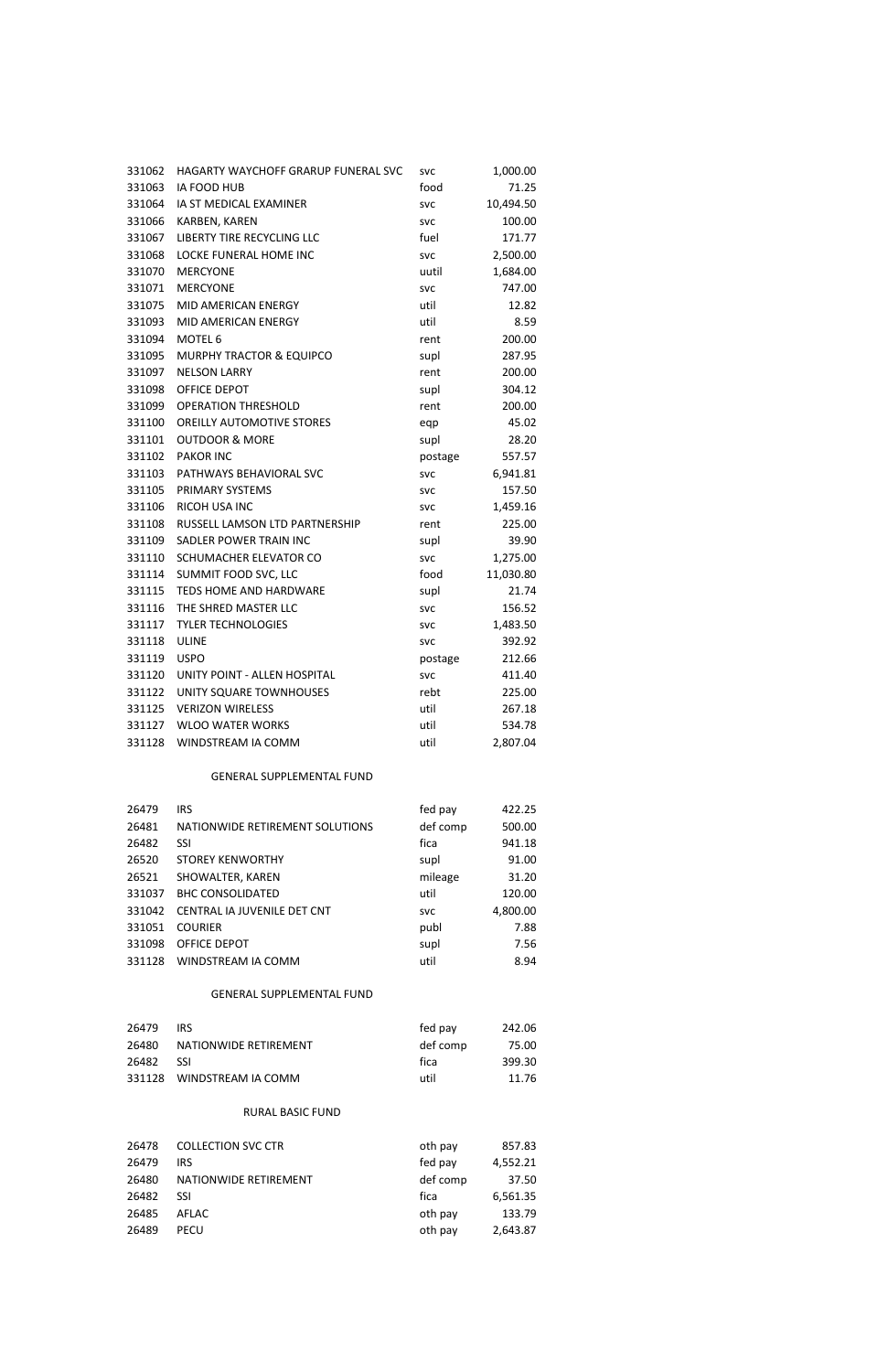| | | | |
|---|---|---|---|
| 331062 | HAGARTY WAYCHOFF GRARUP FUNERAL SVC | svc | 1,000.00 |
| 331063 | IA FOOD HUB | food | 71.25 |
| 331064 | IA ST MEDICAL EXAMINER | svc | 10,494.50 |
| 331066 | KARBEN, KAREN | svc | 100.00 |
| 331067 | LIBERTY TIRE RECYCLING LLC | fuel | 171.77 |
| 331068 | LOCKE FUNERAL HOME INC | svc | 2,500.00 |
| 331070 | MERCYONE | uutil | 1,684.00 |
| 331071 | MERCYONE | svc | 747.00 |
| 331075 | MID AMERICAN ENERGY | util | 12.82 |
| 331093 | MID AMERICAN ENERGY | util | 8.59 |
| 331094 | MOTEL 6 | rent | 200.00 |
| 331095 | MURPHY TRACTOR & EQUIPCO | supl | 287.95 |
| 331097 | NELSON LARRY | rent | 200.00 |
| 331098 | OFFICE DEPOT | supl | 304.12 |
| 331099 | OPERATION THRESHOLD | rent | 200.00 |
| 331100 | OREILLY AUTOMOTIVE STORES | eqp | 45.02 |
| 331101 | OUTDOOR & MORE | supl | 28.20 |
| 331102 | PAKOR INC | postage | 557.57 |
| 331103 | PATHWAYS BEHAVIORAL SVC | svc | 6,941.81 |
| 331105 | PRIMARY SYSTEMS | svc | 157.50 |
| 331106 | RICOH USA INC | svc | 1,459.16 |
| 331108 | RUSSELL LAMSON LTD PARTNERSHIP | rent | 225.00 |
| 331109 | SADLER POWER TRAIN INC | supl | 39.90 |
| 331110 | SCHUMACHER ELEVATOR CO | svc | 1,275.00 |
| 331114 | SUMMIT FOOD SVC, LLC | food | 11,030.80 |
| 331115 | TEDS HOME AND HARDWARE | supl | 21.74 |
| 331116 | THE SHRED MASTER LLC | svc | 156.52 |
| 331117 | TYLER TECHNOLOGIES | svc | 1,483.50 |
| 331118 | ULINE | svc | 392.92 |
| 331119 | USPO | postage | 212.66 |
| 331120 | UNITY POINT - ALLEN HOSPITAL | svc | 411.40 |
| 331122 | UNITY SQUARE TOWNHOUSES | rebt | 225.00 |
| 331125 | VERIZON WIRELESS | util | 267.18 |
| 331127 | WLOO WATER WORKS | util | 534.78 |
| 331128 | WINDSTREAM IA COMM | util | 2,807.04 |

GENERAL SUPPLEMENTAL FUND

| | | | |
|---|---|---|---|
| 26479 | IRS | fed pay | 422.25 |
| 26481 | NATIONWIDE RETIREMENT SOLUTIONS | def comp | 500.00 |
| 26482 | SSI | fica | 941.18 |
| 26520 | STOREY KENWORTHY | supl | 91.00 |
| 26521 | SHOWALTER, KAREN | mileage | 31.20 |
| 331037 | BHC CONSOLIDATED | util | 120.00 |
| 331042 | CENTRAL IA JUVENILE DET CNT | svc | 4,800.00 |
| 331051 | COURIER | publ | 7.88 |
| 331098 | OFFICE DEPOT | supl | 7.56 |
| 331128 | WINDSTREAM IA COMM | util | 8.94 |

GENERAL SUPPLEMENTAL FUND

| | | | |
|---|---|---|---|
| 26479 | IRS | fed pay | 242.06 |
| 26480 | NATIONWIDE RETIREMENT | def comp | 75.00 |
| 26482 | SSI | fica | 399.30 |
| 331128 | WINDSTREAM IA COMM | util | 11.76 |

RURAL BASIC FUND

| | | | |
|---|---|---|---|
| 26478 | COLLECTION SVC CTR | oth pay | 857.83 |
| 26479 | IRS | fed pay | 4,552.21 |
| 26480 | NATIONWIDE RETIREMENT | def comp | 37.50 |
| 26482 | SSI | fica | 6,561.35 |
| 26485 | AFLAC | oth pay | 133.79 |
| 26489 | PECU | oth pay | 2,643.87 |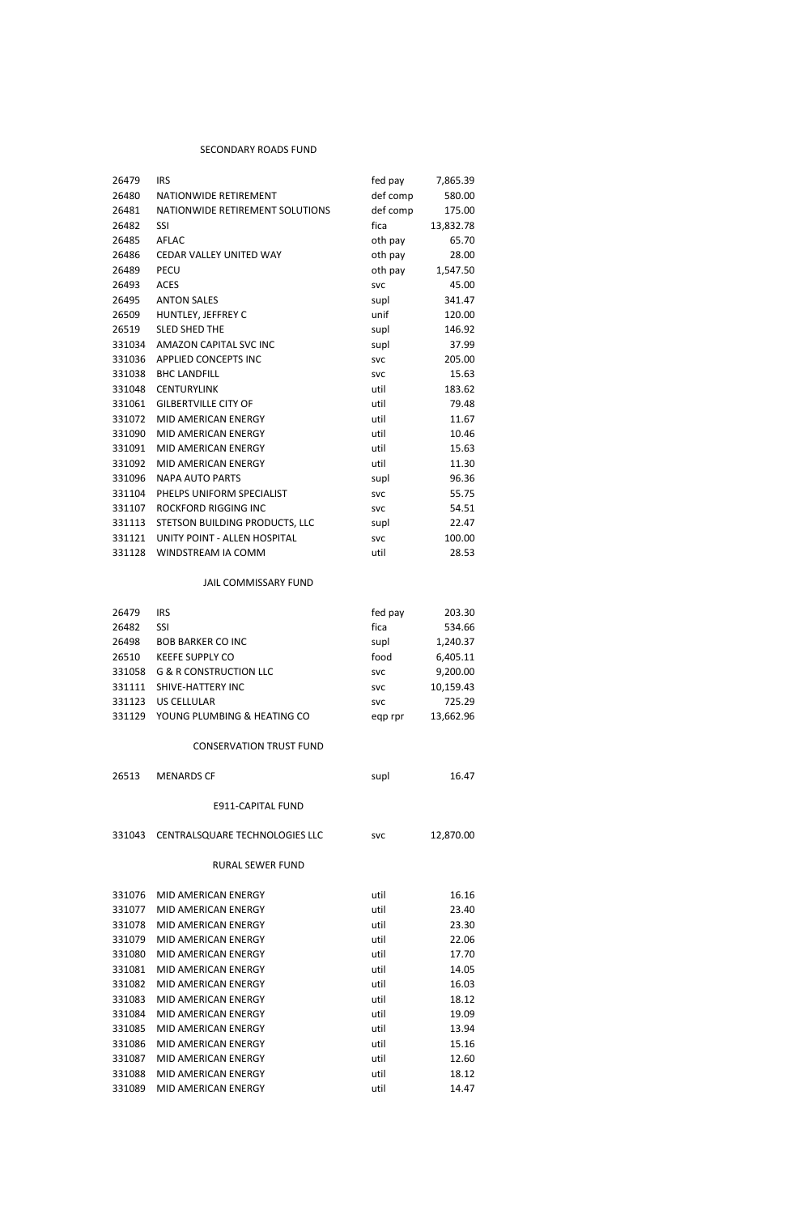## SECONDARY ROADS FUND

| | | | |
|---|---|---|---|
| 26479 | IRS | fed pay | 7,865.39 |
| 26480 | NATIONWIDE RETIREMENT | def comp | 580.00 |
| 26481 | NATIONWIDE RETIREMENT SOLUTIONS | def comp | 175.00 |
| 26482 | SSI | fica | 13,832.78 |
| 26485 | AFLAC | oth pay | 65.70 |
| 26486 | CEDAR VALLEY UNITED WAY | oth pay | 28.00 |
| 26489 | PECU | oth pay | 1,547.50 |
| 26493 | ACES | svc | 45.00 |
| 26495 | ANTON SALES | supl | 341.47 |
| 26509 | HUNTLEY, JEFFREY C | unif | 120.00 |
| 26519 | SLED SHED THE | supl | 146.92 |
| 331034 | AMAZON CAPITAL SVC INC | supl | 37.99 |
| 331036 | APPLIED CONCEPTS INC | svc | 205.00 |
| 331038 | BHC LANDFILL | svc | 15.63 |
| 331048 | CENTURYLINK | util | 183.62 |
| 331061 | GILBERTVILLE CITY OF | util | 79.48 |
| 331072 | MID AMERICAN ENERGY | util | 11.67 |
| 331090 | MID AMERICAN ENERGY | util | 10.46 |
| 331091 | MID AMERICAN ENERGY | util | 15.63 |
| 331092 | MID AMERICAN ENERGY | util | 11.30 |
| 331096 | NAPA AUTO PARTS | supl | 96.36 |
| 331104 | PHELPS UNIFORM SPECIALIST | svc | 55.75 |
| 331107 | ROCKFORD RIGGING INC | svc | 54.51 |
| 331113 | STETSON BUILDING PRODUCTS, LLC | supl | 22.47 |
| 331121 | UNITY POINT - ALLEN HOSPITAL | svc | 100.00 |
| 331128 | WINDSTREAM IA COMM | util | 28.53 |

## JAIL COMMISSARY FUND

| | | | |
|---|---|---|---|
| 26479 | IRS | fed pay | 203.30 |
| 26482 | SSI | fica | 534.66 |
| 26498 | BOB BARKER CO INC | supl | 1,240.37 |
| 26510 | KEEFE SUPPLY CO | food | 6,405.11 |
| 331058 | G & R CONSTRUCTION LLC | svc | 9,200.00 |
| 331111 | SHIVE-HATTERY INC | svc | 10,159.43 |
| 331123 | US CELLULAR | svc | 725.29 |
| 331129 | YOUNG PLUMBING & HEATING CO | eqp rpr | 13,662.96 |

## CONSERVATION TRUST FUND

| | | | |
|---|---|---|---|
| 26513 | MENARDS CF | supl | 16.47 |

## E911-CAPITAL FUND

| | | | |
|---|---|---|---|
| 331043 | CENTRALSQUARE TECHNOLOGIES LLC | svc | 12,870.00 |

## RURAL SEWER FUND

| | | | |
|---|---|---|---|
| 331076 | MID AMERICAN ENERGY | util | 16.16 |
| 331077 | MID AMERICAN ENERGY | util | 23.40 |
| 331078 | MID AMERICAN ENERGY | util | 23.30 |
| 331079 | MID AMERICAN ENERGY | util | 22.06 |
| 331080 | MID AMERICAN ENERGY | util | 17.70 |
| 331081 | MID AMERICAN ENERGY | util | 14.05 |
| 331082 | MID AMERICAN ENERGY | util | 16.03 |
| 331083 | MID AMERICAN ENERGY | util | 18.12 |
| 331084 | MID AMERICAN ENERGY | util | 19.09 |
| 331085 | MID AMERICAN ENERGY | util | 13.94 |
| 331086 | MID AMERICAN ENERGY | util | 15.16 |
| 331087 | MID AMERICAN ENERGY | util | 12.60 |
| 331088 | MID AMERICAN ENERGY | util | 18.12 |
| 331089 | MID AMERICAN ENERGY | util | 14.47 |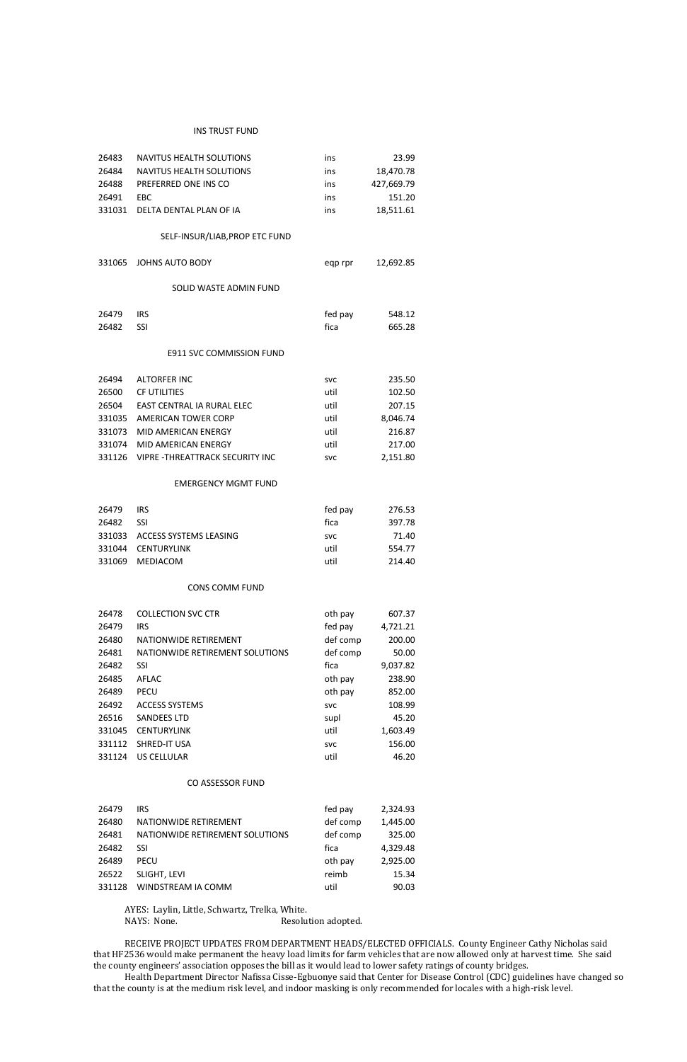### INS TRUST FUND

| | | | |
|---|---|---|---|
| 26483 | NAVITUS HEALTH SOLUTIONS | ins | 23.99 |
| 26484 | NAVITUS HEALTH SOLUTIONS | ins | 18,470.78 |
| 26488 | PREFERRED ONE INS CO | ins | 427,669.79 |
| 26491 | EBC | ins | 151.20 |
| 331031 | DELTA DENTAL PLAN OF IA | ins | 18,511.61 |

### SELF-INSUR/LIAB,PROP ETC FUND

| | | | |
|---|---|---|---|
| 331065 | JOHNS AUTO BODY | eqp rpr | 12,692.85 |

### SOLID WASTE ADMIN FUND

| | | | |
|---|---|---|---|
| 26479 | IRS | fed pay | 548.12 |
| 26482 | SSI | fica | 665.28 |

### E911 SVC COMMISSION FUND

| | | | |
|---|---|---|---|
| 26494 | ALTORFER INC | svc | 235.50 |
| 26500 | CF UTILITIES | util | 102.50 |
| 26504 | EAST CENTRAL IA RURAL ELEC | util | 207.15 |
| 331035 | AMERICAN TOWER CORP | util | 8,046.74 |
| 331073 | MID AMERICAN ENERGY | util | 216.87 |
| 331074 | MID AMERICAN ENERGY | util | 217.00 |
| 331126 | VIPRE -THREATTRACK SECURITY INC | svc | 2,151.80 |

### EMERGENCY MGMT FUND

| | | | |
|---|---|---|---|
| 26479 | IRS | fed pay | 276.53 |
| 26482 | SSI | fica | 397.78 |
| 331033 | ACCESS SYSTEMS LEASING | svc | 71.40 |
| 331044 | CENTURYLINK | util | 554.77 |
| 331069 | MEDIACOM | util | 214.40 |

### CONS COMM FUND

| | | | |
|---|---|---|---|
| 26478 | COLLECTION SVC CTR | oth pay | 607.37 |
| 26479 | IRS | fed pay | 4,721.21 |
| 26480 | NATIONWIDE RETIREMENT | def comp | 200.00 |
| 26481 | NATIONWIDE RETIREMENT SOLUTIONS | def comp | 50.00 |
| 26482 | SSI | fica | 9,037.82 |
| 26485 | AFLAC | oth pay | 238.90 |
| 26489 | PECU | oth pay | 852.00 |
| 26492 | ACCESS SYSTEMS | svc | 108.99 |
| 26516 | SANDEES LTD | supl | 45.20 |
| 331045 | CENTURYLINK | util | 1,603.49 |
| 331112 | SHRED-IT USA | svc | 156.00 |
| 331124 | US CELLULAR | util | 46.20 |

### CO ASSESSOR FUND

| | | | |
|---|---|---|---|
| 26479 | IRS | fed pay | 2,324.93 |
| 26480 | NATIONWIDE RETIREMENT | def comp | 1,445.00 |
| 26481 | NATIONWIDE RETIREMENT SOLUTIONS | def comp | 325.00 |
| 26482 | SSI | fica | 4,329.48 |
| 26489 | PECU | oth pay | 2,925.00 |
| 26522 | SLIGHT, LEVI | reimb | 15.34 |
| 331128 | WINDSTREAM IA COMM | util | 90.03 |

AYES: Laylin, Little, Schwartz, Trelka, White.
NAYS: None. Resolution adopted.

RECEIVE PROJECT UPDATES FROM DEPARTMENT HEADS/ELECTED OFFICIALS. County Engineer Cathy Nicholas said that HF2536 would make permanent the heavy load limits for farm vehicles that are now allowed only at harvest time. She said the county engineers' association opposes the bill as it would lead to lower safety ratings of county bridges.

Health Department Director Nafissa Cisse-Egbuonye said that Center for Disease Control (CDC) guidelines have changed so that the county is at the medium risk level, and indoor masking is only recommended for locales with a high-risk level.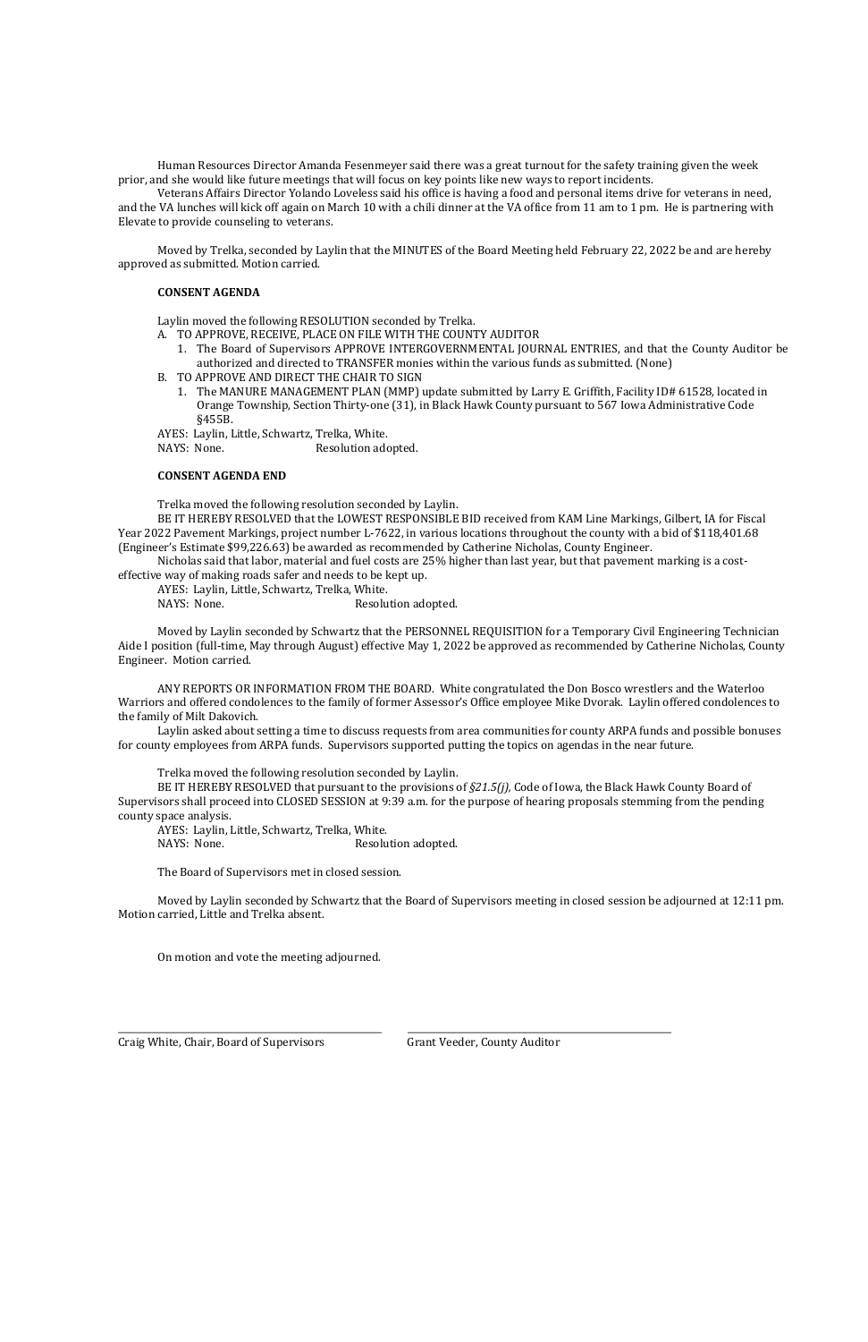Human Resources Director Amanda Fesenmeyer said there was a great turnout for the safety training given the week prior, and she would like future meetings that will focus on key points like new ways to report incidents.

Veterans Affairs Director Yolando Loveless said his office is having a food and personal items drive for veterans in need, and the VA lunches will kick off again on March 10 with a chili dinner at the VA office from 11 am to 1 pm. He is partnering with Elevate to provide counseling to veterans.

Moved by Trelka, seconded by Laylin that the MINUTES of the Board Meeting held February 22, 2022 be and are hereby approved as submitted. Motion carried.

**CONSENT AGENDA**

Laylin moved the following RESOLUTION seconded by Trelka.

A. TO APPROVE, RECEIVE, PLACE ON FILE WITH THE COUNTY AUDITOR
   1. The Board of Supervisors APPROVE INTERGOVERNMENTAL JOURNAL ENTRIES, and that the County Auditor be authorized and directed to TRANSFER monies within the various funds as submitted. (None)
B. TO APPROVE AND DIRECT THE CHAIR TO SIGN
   1. The MANURE MANAGEMENT PLAN (MMP) update submitted by Larry E. Griffith, Facility ID# 61528, located in Orange Township, Section Thirty-one (31), in Black Hawk County pursuant to 567 Iowa Administrative Code §455B.

AYES: Laylin, Little, Schwartz, Trelka, White.
NAYS: None. Resolution adopted.

**CONSENT AGENDA END**

Trelka moved the following resolution seconded by Laylin.

BE IT HEREBY RESOLVED that the LOWEST RESPONSIBLE BID received from KAM Line Markings, Gilbert, IA for Fiscal Year 2022 Pavement Markings, project number L-7622, in various locations throughout the county with a bid of $118,401.68 (Engineer's Estimate $99,226.63) be awarded as recommended by Catherine Nicholas, County Engineer.

Nicholas said that labor, material and fuel costs are 25% higher than last year, but that pavement marking is a cost-effective way of making roads safer and needs to be kept up.

AYES: Laylin, Little, Schwartz, Trelka, White.
NAYS: None. Resolution adopted.

Moved by Laylin seconded by Schwartz that the PERSONNEL REQUISITION for a Temporary Civil Engineering Technician Aide I position (full-time, May through August) effective May 1, 2022 be approved as recommended by Catherine Nicholas, County Engineer. Motion carried.

ANY REPORTS OR INFORMATION FROM THE BOARD. White congratulated the Don Bosco wrestlers and the Waterloo Warriors and offered condolences to the family of former Assessor's Office employee Mike Dvorak. Laylin offered condolences to the family of Milt Dakovich.

Laylin asked about setting a time to discuss requests from area communities for county ARPA funds and possible bonuses for county employees from ARPA funds. Supervisors supported putting the topics on agendas in the near future.

Trelka moved the following resolution seconded by Laylin.

BE IT HEREBY RESOLVED that pursuant to the provisions of *§21.5(j)*, Code of Iowa, the Black Hawk County Board of Supervisors shall proceed into CLOSED SESSION at 9:39 a.m. for the purpose of hearing proposals stemming from the pending county space analysis.

AYES: Laylin, Little, Schwartz, Trelka, White.
NAYS: None. Resolution adopted.

The Board of Supervisors met in closed session.

Moved by Laylin seconded by Schwartz that the Board of Supervisors meeting in closed session be adjourned at 12:11 pm. Motion carried, Little and Trelka absent.

On motion and vote the meeting adjourned.

\_\_\_\_\_\_\_\_\_\_\_\_\_\_\_\_\_\_\_\_\_\_\_\_\_\_\_\_\_\_\_\_\_\_\_\_\_\_\_\_
Craig White, Chair, Board of Supervisors

\_\_\_\_\_\_\_\_\_\_\_\_\_\_\_\_\_\_\_\_\_\_\_\_\_\_\_\_\_\_\_\_\_\_\_\_\_\_\_\_
Grant Veeder, County Auditor